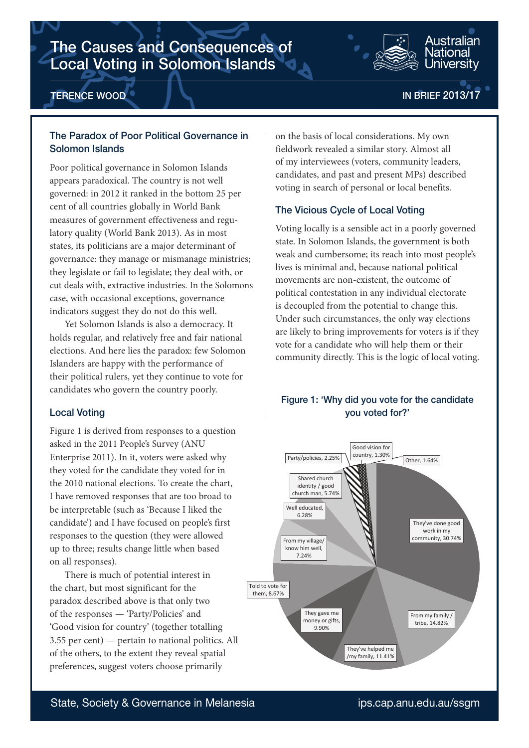# The Causes and Consequences of Local Voting in Solomon Islands

**TERENCE WOOD**

IN BRIEF 2013/17

## The Paradox of Poor Political Governance in Solomon Islands

Poor political governance in Solomon Islands appears paradoxical. The country is not well governed: in 2012 it ranked in the bottom 25 per cent of all countries globally in World Bank measures of government effectiveness and regulatory quality (World Bank 2013). As in most states, its politicians are a major determinant of governance: they manage or mismanage ministries; they legislate or fail to legislate; they deal with, or cut deals with, extractive industries. In the Solomons case, with occasional exceptions, governance indicators suggest they do not do this well.

Yet Solomon Islands is also a democracy. It holds regular, and relatively free and fair national elections. And here lies the paradox: few Solomon Islanders are happy with the performance of their political rulers, yet they continue to vote for candidates who govern the country poorly.

## Local Voting

Figure 1 is derived from responses to a question asked in the 2011 People's Survey (ANU Enterprise 2011). In it, voters were asked why they voted for the candidate they voted for in the 2010 national elections. To create the chart, I have removed responses that are too broad to be interpretable (such as 'Because I liked the candidate') and I have focused on people's first responses to the question (they were allowed up to three; results change little when based on all responses).

There is much of potential interest in the chart, but most significant for the paradox described above is that only two of the responses — 'Party/Policies' and 'Good vision for country' (together totalling 3.55 per cent) — pertain to national politics. All of the others, to the extent they reveal spatial preferences, suggest voters choose primarily on the basis of local considerations. My own fieldwork revealed a similar story. Almost all of my interviewees (voters, community leaders, candidates, and past and present MPs) described voting in search of personal or local benefits.

## The Vicious Cycle of Local Voting

Voting locally is a sensible act in a poorly governed state. In Solomon Islands, the government is both weak and cumbersome; its reach into most people's lives is minimal and, because national political movements are non-existent, the outcome of political contestation in any individual electorate is decoupled from the potential to change this. Under such circumstances, the only way elections are likely to bring improvements for voters is if they vote for a candidate who will help them or their community directly. This is the logic of local voting.

### Figure 1: 'Why did you vote for the candidate you voted for?'

| Response | Share |
| --- | --- |
| They've done good work in my community | 30.74% |
| From my family / tribe | 14.82% |
| They've helped me /my family | 11.41% |
| They gave me money or gifts | 9.90% |
| Told to vote for them | 8.67% |
| From my village/ know him well | 7.24% |
| Well educated | 6.28% |
| Shared church identity / good church man | 5.74% |
| Party/policies | 2.25% |
| Good vision for country | 1.30% |
| Other | 1.64% |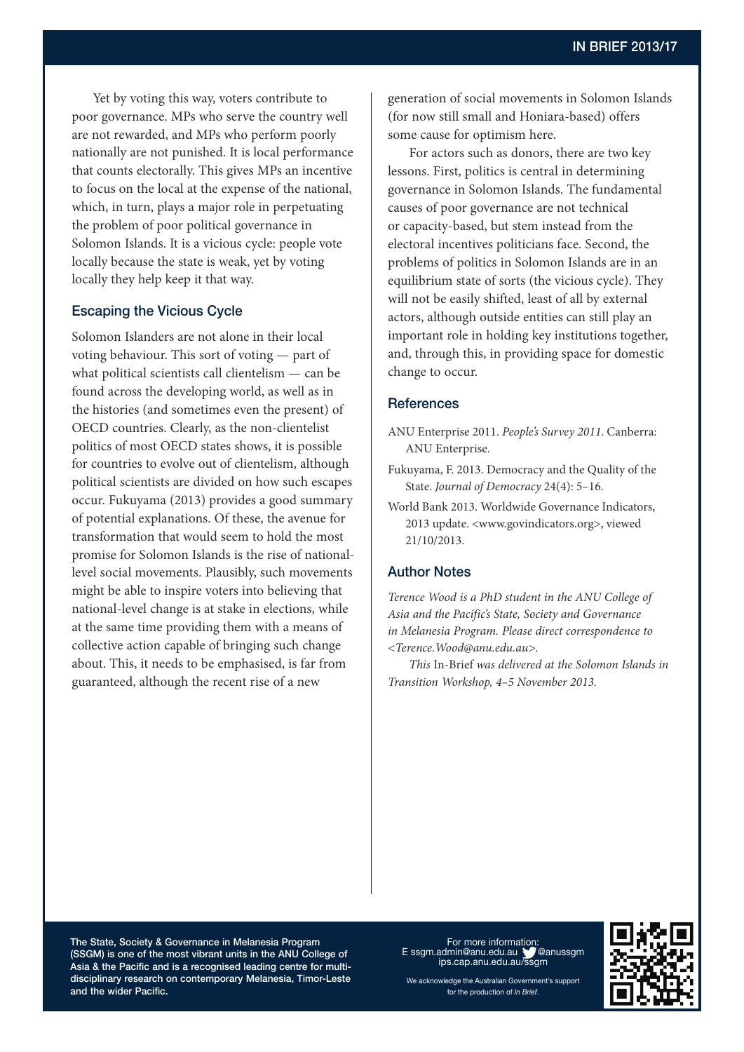Yet by voting this way, voters contribute to poor governance. MPs who serve the country well are not rewarded, and MPs who perform poorly nationally are not punished. It is local performance that counts electorally. This gives MPs an incentive to focus on the local at the expense of the national, which, in turn, plays a major role in perpetuating the problem of poor political governance in Solomon Islands. It is a vicious cycle: people vote locally because the state is weak, yet by voting locally they help keep it that way.

### Escaping the Vicious Cycle

Solomon Islanders are not alone in their local voting behaviour. This sort of voting — part of what political scientists call clientelism — can be found across the developing world, as well as in the histories (and sometimes even the present) of OECD countries. Clearly, as the non-clientelist politics of most OECD states shows, it is possible for countries to evolve out of clientelism, although political scientists are divided on how such escapes occur. Fukuyama (2013) provides a good summary of potential explanations. Of these, the avenue for transformation that would seem to hold the most promise for Solomon Islands is the rise of national-level social movements. Plausibly, such movements might be able to inspire voters into believing that national-level change is at stake in elections, while at the same time providing them with a means of collective action capable of bringing such change about. This, it needs to be emphasised, is far from guaranteed, although the recent rise of a new generation of social movements in Solomon Islands (for now still small and Honiara-based) offers some cause for optimism here.

For actors such as donors, there are two key lessons. First, politics is central in determining governance in Solomon Islands. The fundamental causes of poor governance are not technical or capacity-based, but stem instead from the electoral incentives politicians face. Second, the problems of politics in Solomon Islands are in an equilibrium state of sorts (the vicious cycle). They will not be easily shifted, least of all by external actors, although outside entities can still play an important role in holding key institutions together, and, through this, in providing space for domestic change to occur.

### References

ANU Enterprise 2011. *People's Survey 2011*. Canberra: ANU Enterprise.

Fukuyama, F. 2013. Democracy and the Quality of the State. *Journal of Democracy* 24(4): 5–16.

World Bank 2013. Worldwide Governance Indicators, 2013 update. <www.govindicators.org>, viewed 21/10/2013.

### Author Notes

*Terence Wood is a PhD student in the ANU College of Asia and the Pacific's State, Society and Governance in Melanesia Program. Please direct correspondence to <Terence.Wood@anu.edu.au>.*

*This* In-Brief *was delivered at the Solomon Islands in Transition Workshop, 4–5 November 2013.*

**The State, Society & Governance in Melanesia Program (SSGM) is one of the most vibrant units in the ANU College of Asia & the Pacific and is a recognised leading centre for multi-disciplinary research on contemporary Melanesia, Timor-Leste and the wider Pacific.**

For more information:
E ssgm.admin@anu.edu.au @anussgm
ips.cap.anu.edu.au/ssgm

We acknowledge the Australian Government's support for the production of *In Brief*.